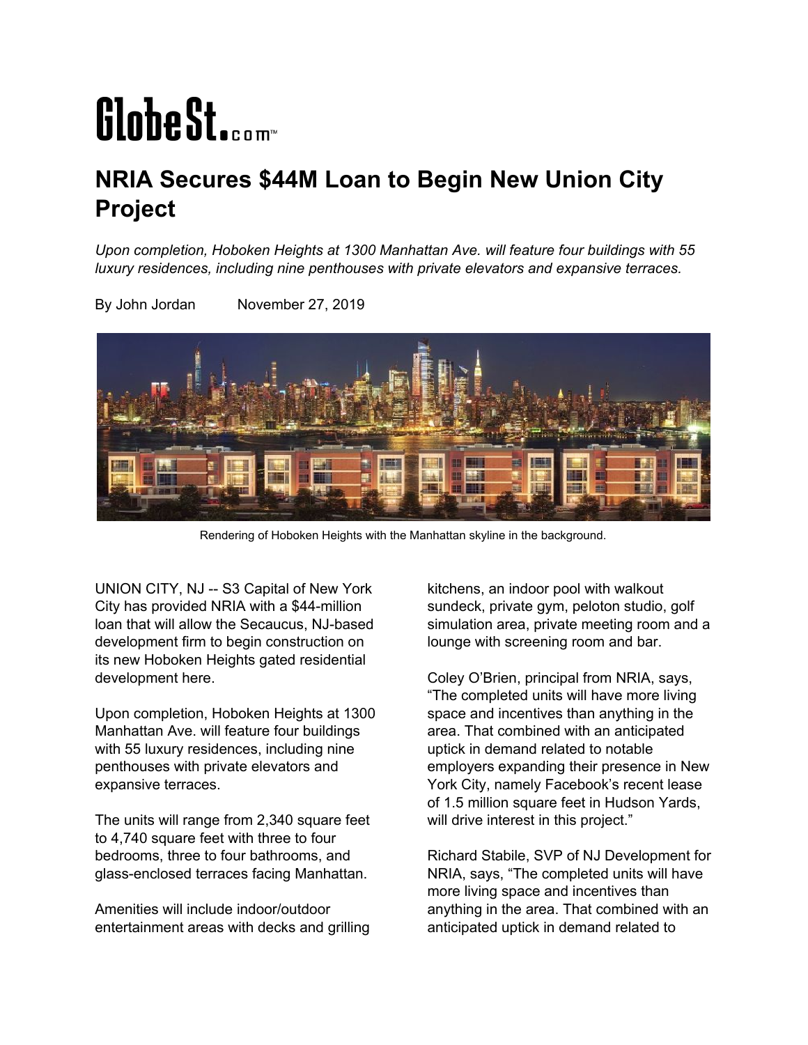GlobeSt.com

# NRIA Secures $44M Loan to Begin New Union City Project

*Upon completion, Hoboken Heights at 1300 Manhattan Ave. will feature four buildings with 55 luxury residences, including nine penthouses with private elevators and expansive terraces.*

By John Jordan November 27, 2019

Rendering of Hoboken Heights with the Manhattan skyline in the background.

UNION CITY, NJ -- S3 Capital of New York City has provided NRIA with a $44-million loan that will allow the Secaucus, NJ-based development firm to begin construction on its new Hoboken Heights gated residential development here.

Upon completion, Hoboken Heights at 1300 Manhattan Ave. will feature four buildings with 55 luxury residences, including nine penthouses with private elevators and expansive terraces.

The units will range from 2,340 square feet to 4,740 square feet with three to four bedrooms, three to four bathrooms, and glass-enclosed terraces facing Manhattan.

Amenities will include indoor/outdoor entertainment areas with decks and grilling kitchens, an indoor pool with walkout sundeck, private gym, peloton studio, golf simulation area, private meeting room and a lounge with screening room and bar.

Coley O'Brien, principal from NRIA, says, "The completed units will have more living space and incentives than anything in the area. That combined with an anticipated uptick in demand related to notable employers expanding their presence in New York City, namely Facebook's recent lease of 1.5 million square feet in Hudson Yards, will drive interest in this project."

Richard Stabile, SVP of NJ Development for NRIA, says, "The completed units will have more living space and incentives than anything in the area. That combined with an anticipated uptick in demand related to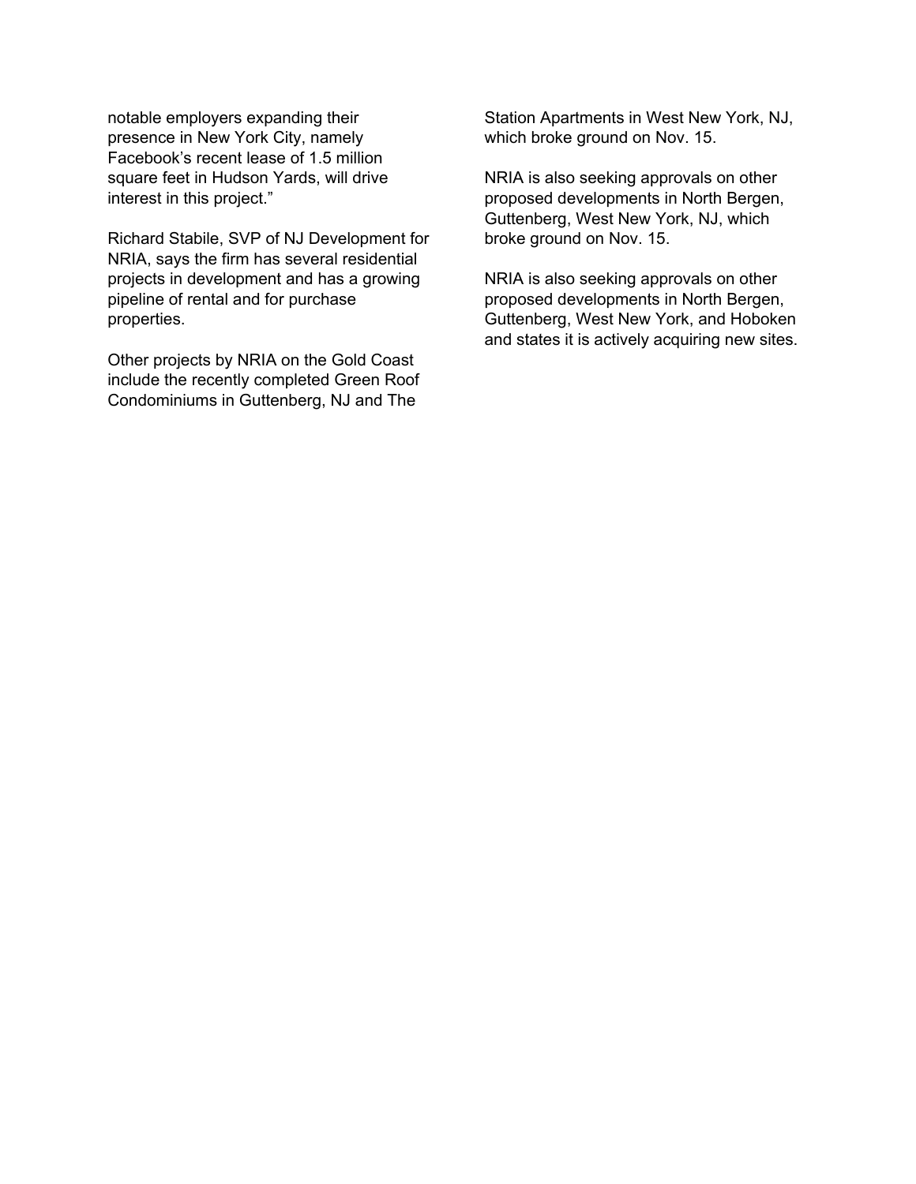notable employers expanding their presence in New York City, namely Facebook's recent lease of 1.5 million square feet in Hudson Yards, will drive interest in this project."

Richard Stabile, SVP of NJ Development for NRIA, says the firm has several residential projects in development and has a growing pipeline of rental and for purchase properties.

Other projects by NRIA on the Gold Coast include the recently completed Green Roof Condominiums in Guttenberg, NJ and The Station Apartments in West New York, NJ, which broke ground on Nov. 15.

NRIA is also seeking approvals on other proposed developments in North Bergen, Guttenberg, West New York, NJ, which broke ground on Nov. 15.

NRIA is also seeking approvals on other proposed developments in North Bergen, Guttenberg, West New York, and Hoboken and states it is actively acquiring new sites.